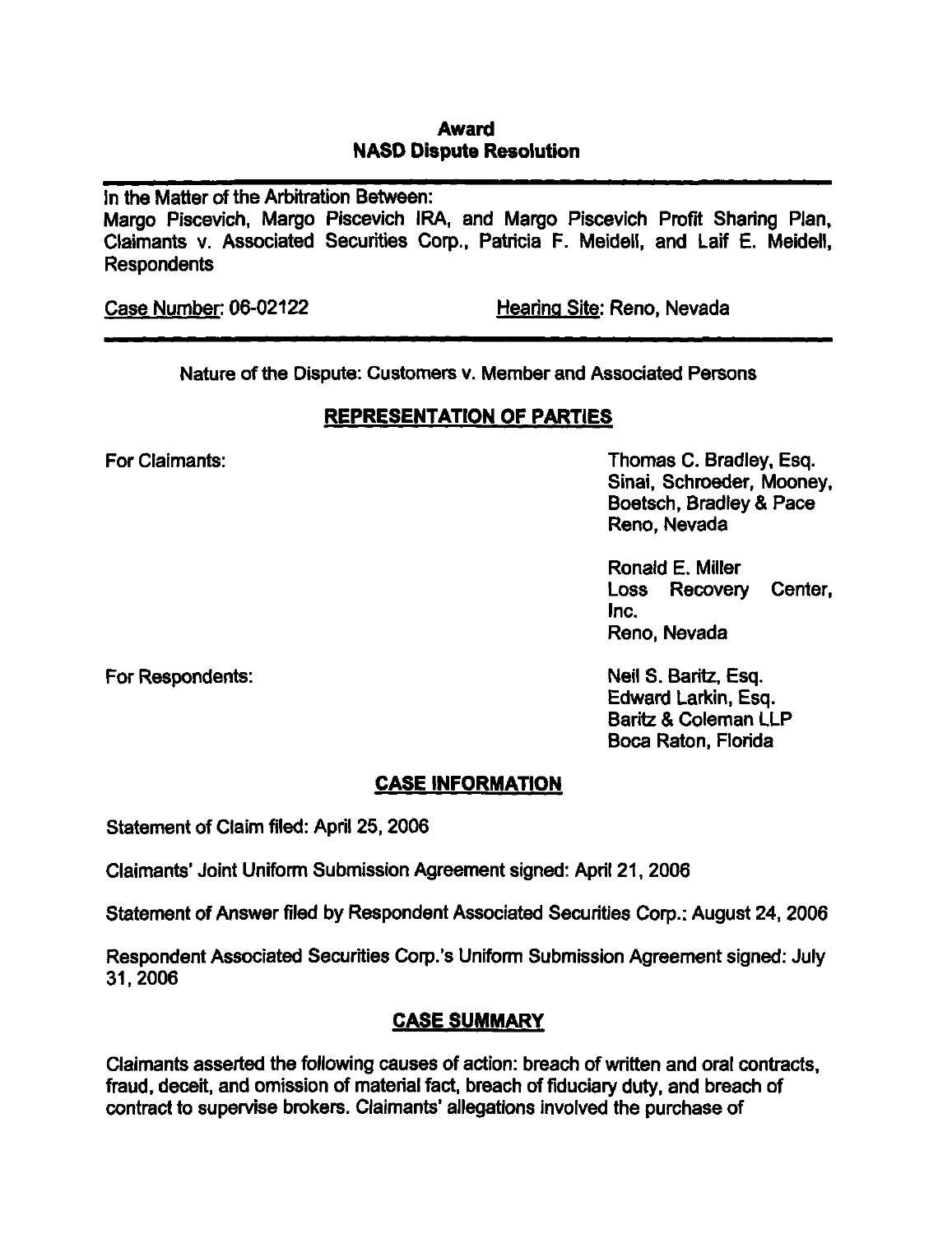# Award
## NASD Dispute Resolution

In the Matter of the Arbitration Between:
Margo Piscevich, Margo Piscevich IRA, and Margo Piscevich Profit Sharing Plan, Claimants v. Associated Securities Corp., Patricia F. Meidell, and Laif E. Meidell, Respondents

Case Number: 06-02122 Hearing Site: Reno, Nevada

Nature of the Dispute: Customers v. Member and Associated Persons

## REPRESENTATION OF PARTIES

For Claimants:

Thomas C. Bradley, Esq.
Sinai, Schroeder, Mooney, Boetsch, Bradley & Pace
Reno, Nevada

Ronald E. Miller
Loss Recovery Center, Inc.
Reno, Nevada

For Respondents:

Neil S. Baritz, Esq.
Edward Larkin, Esq.
Baritz & Coleman LLP
Boca Raton, Florida

## CASE INFORMATION

Statement of Claim filed: April 25, 2006

Claimants' Joint Uniform Submission Agreement signed: April 21, 2006

Statement of Answer filed by Respondent Associated Securities Corp.: August 24, 2006

Respondent Associated Securities Corp.'s Uniform Submission Agreement signed: July 31, 2006

## CASE SUMMARY

Claimants asserted the following causes of action: breach of written and oral contracts, fraud, deceit, and omission of material fact, breach of fiduciary duty, and breach of contract to supervise brokers. Claimants' allegations involved the purchase of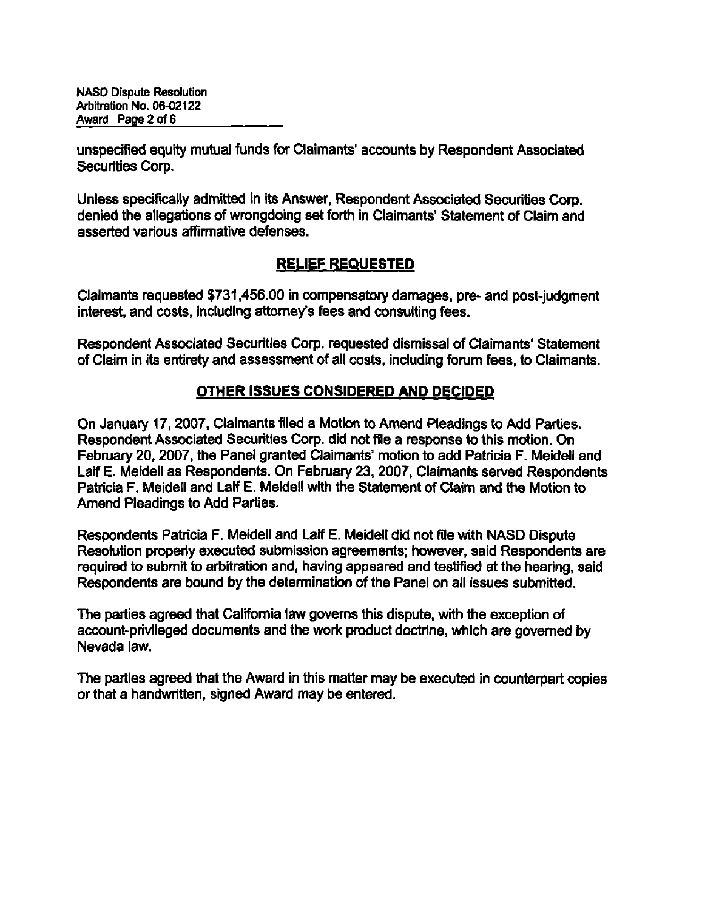unspecified equity mutual funds for Claimants' accounts by Respondent Associated Securities Corp.

Unless specifically admitted in its Answer, Respondent Associated Securities Corp. denied the allegations of wrongdoing set forth in Claimants' Statement of Claim and asserted various affirmative defenses.

## RELIEF REQUESTED

Claimants requested $731,456.00 in compensatory damages, pre- and post-judgment interest, and costs, including attorney's fees and consulting fees.

Respondent Associated Securities Corp. requested dismissal of Claimants' Statement of Claim in its entirety and assessment of all costs, including forum fees, to Claimants.

## OTHER ISSUES CONSIDERED AND DECIDED

On January 17, 2007, Claimants filed a Motion to Amend Pleadings to Add Parties. Respondent Associated Securities Corp. did not file a response to this motion. On February 20, 2007, the Panel granted Claimants' motion to add Patricia F. Meidell and Laif E. Meidell as Respondents. On February 23, 2007, Claimants served Respondents Patricia F. Meidell and Laif E. Meidell with the Statement of Claim and the Motion to Amend Pleadings to Add Parties.

Respondents Patricia F. Meidell and Laif E. Meidell did not file with NASD Dispute Resolution properly executed submission agreements; however, said Respondents are required to submit to arbitration and, having appeared and testified at the hearing, said Respondents are bound by the determination of the Panel on all issues submitted.

The parties agreed that California law governs this dispute, with the exception of account-privileged documents and the work product doctrine, which are governed by Nevada law.

The parties agreed that the Award in this matter may be executed in counterpart copies or that a handwritten, signed Award may be entered.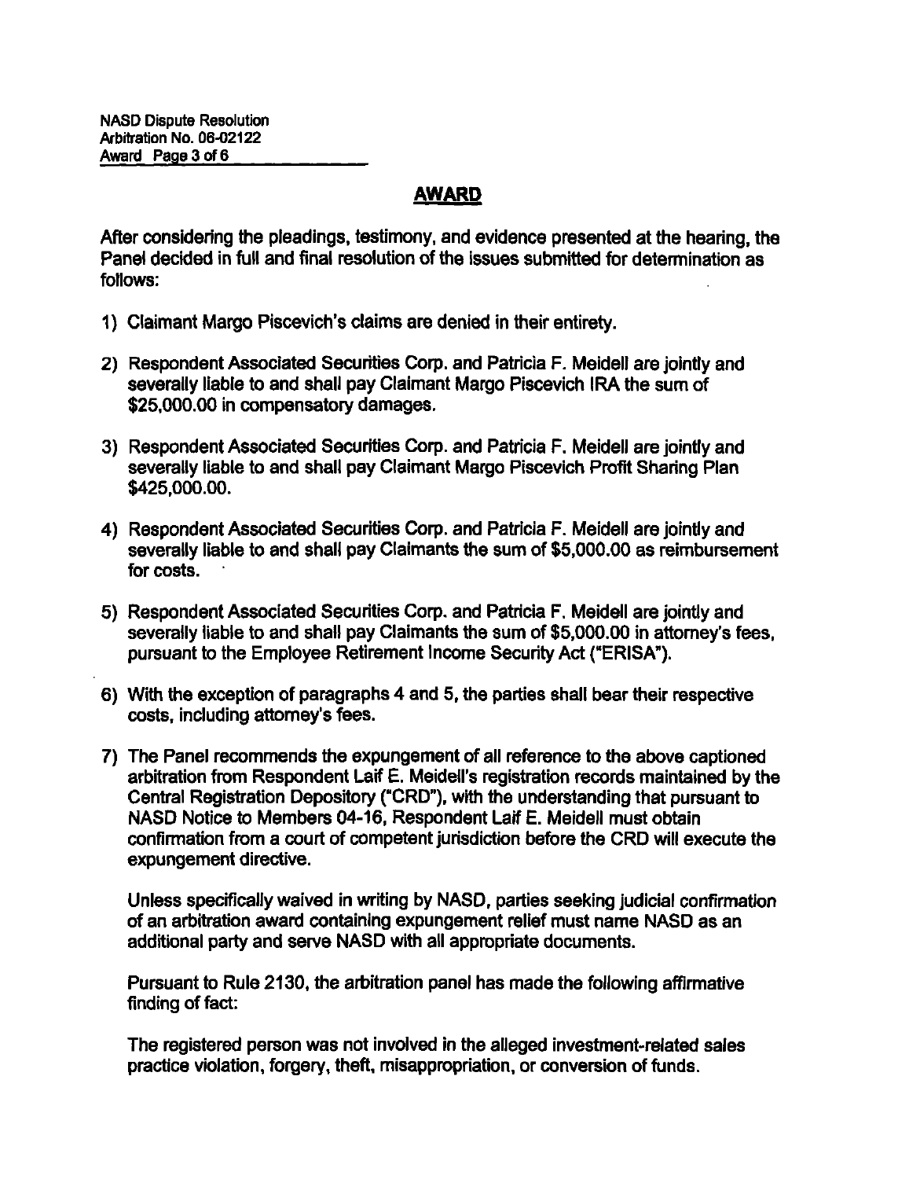## AWARD

After considering the pleadings, testimony, and evidence presented at the hearing, the Panel decided in full and final resolution of the issues submitted for determination as follows:

1) Claimant Margo Piscevich's claims are denied in their entirety.

2) Respondent Associated Securities Corp. and Patricia F. Meidell are jointly and severally liable to and shall pay Claimant Margo Piscevich IRA the sum of $25,000.00 in compensatory damages.

3) Respondent Associated Securities Corp. and Patricia F. Meidell are jointly and severally liable to and shall pay Claimant Margo Piscevich Profit Sharing Plan $425,000.00.

4) Respondent Associated Securities Corp. and Patricia F. Meidell are jointly and severally liable to and shall pay Claimants the sum of $5,000.00 as reimbursement for costs.

5) Respondent Associated Securities Corp. and Patricia F. Meidell are jointly and severally liable to and shall pay Claimants the sum of $5,000.00 in attorney's fees, pursuant to the Employee Retirement Income Security Act ("ERISA").

6) With the exception of paragraphs 4 and 5, the parties shall bear their respective costs, including attorney's fees.

7) The Panel recommends the expungement of all reference to the above captioned arbitration from Respondent Laif E. Meidell's registration records maintained by the Central Registration Depository ("CRD"), with the understanding that pursuant to NASD Notice to Members 04-16, Respondent Laif E. Meidell must obtain confirmation from a court of competent jurisdiction before the CRD will execute the expungement directive.

   Unless specifically waived in writing by NASD, parties seeking judicial confirmation of an arbitration award containing expungement relief must name NASD as an additional party and serve NASD with all appropriate documents.

   Pursuant to Rule 2130, the arbitration panel has made the following affirmative finding of fact:

   The registered person was not involved in the alleged investment-related sales practice violation, forgery, theft, misappropriation, or conversion of funds.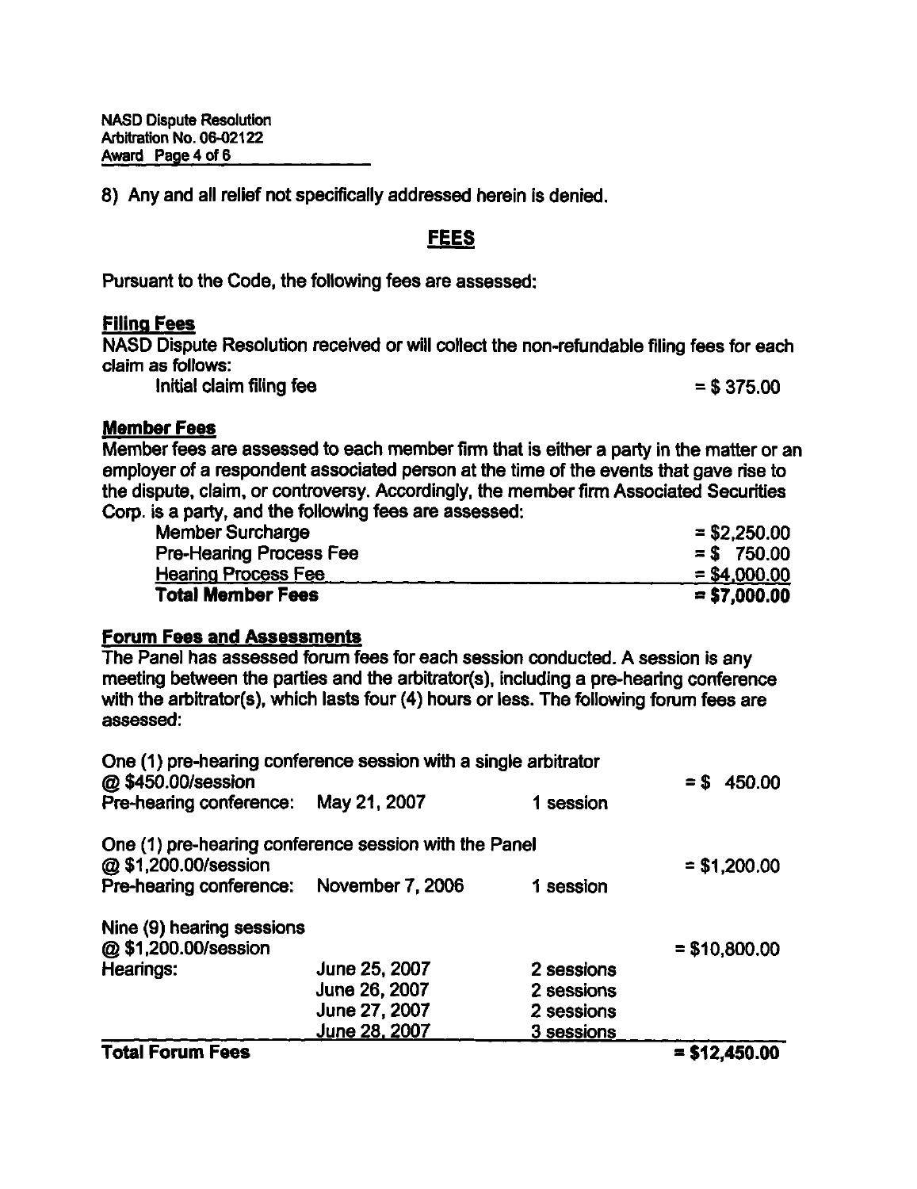8) Any and all relief not specifically addressed herein is denied.

## FEES

Pursuant to the Code, the following fees are assessed:

### Filing Fees

NASD Dispute Resolution received or will collect the non-refundable filing fees for each claim as follows:

| | |
|---|---|
| Initial claim filing fee | = $ 375.00 |

### Member Fees

Member fees are assessed to each member firm that is either a party in the matter or an employer of a respondent associated person at the time of the events that gave rise to the dispute, claim, or controversy. Accordingly, the member firm Associated Securities Corp. is a party, and the following fees are assessed:

| | |
|---|---|
| Member Surcharge | = $2,250.00 |
| Pre-Hearing Process Fee | = $ 750.00 |
| Hearing Process Fee | = $4,000.00 |
| **Total Member Fees** | **= $7,000.00** |

### Forum Fees and Assessments

The Panel has assessed forum fees for each session conducted. A session is any meeting between the parties and the arbitrator(s), including a pre-hearing conference with the arbitrator(s), which lasts four (4) hours or less. The following forum fees are assessed:

| | | | |
|---|---|---|---|
| One (1) pre-hearing conference session with a single arbitrator @ $450.00/session | | | = $ 450.00 |
| Pre-hearing conference: | May 21, 2007 | 1 session | |
| One (1) pre-hearing conference session with the Panel @ $1,200.00/session | | | = $1,200.00 |
| Pre-hearing conference: | November 7, 2006 | 1 session | |
| Nine (9) hearing sessions @ $1,200.00/session | | | = $10,800.00 |
| Hearings: | June 25, 2007 | 2 sessions | |
| | June 26, 2007 | 2 sessions | |
| | June 27, 2007 | 2 sessions | |
| | June 28, 2007 | 3 sessions | |
| **Total Forum Fees** | | | **= $12,450.00** |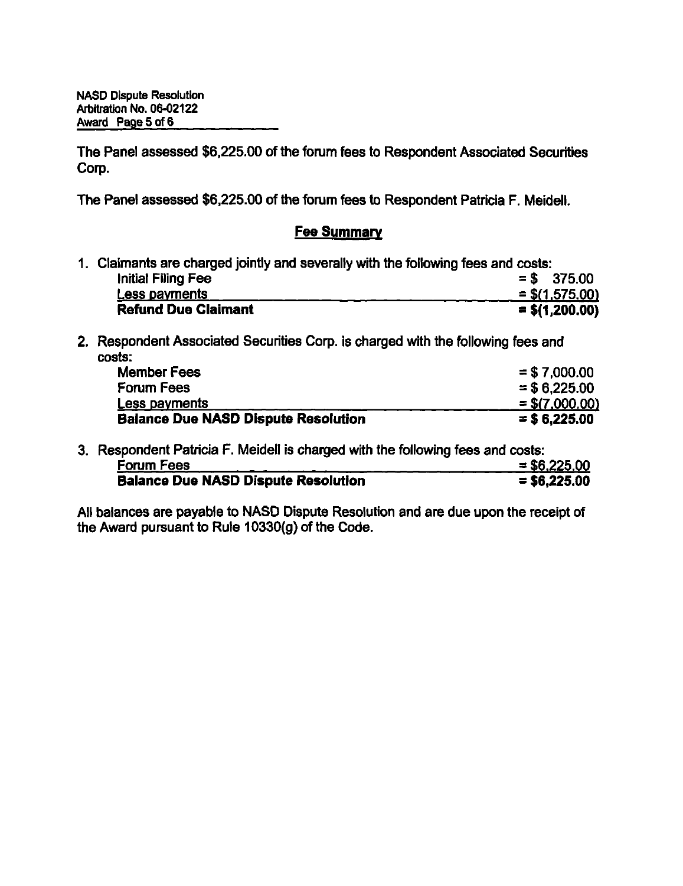The Panel assessed $6,225.00 of the forum fees to Respondent Associated Securities Corp.

The Panel assessed $6,225.00 of the forum fees to Respondent Patricia F. Meidell.

## Fee Summary

1. Claimants are charged jointly and severally with the following fees and costs:

| | |
|---|---|
| Initial Filing Fee | = $ 375.00 |
| Less payments | = $(1,575.00) |
| **Refund Due Claimant** | **= $(1,200.00)** |

2. Respondent Associated Securities Corp. is charged with the following fees and costs:

| | |
|---|---|
| Member Fees | = $ 7,000.00 |
| Forum Fees | = $ 6,225.00 |
| Less payments | = $(7,000.00) |
| **Balance Due NASD Dispute Resolution** | **= $ 6,225.00** |

3. Respondent Patricia F. Meidell is charged with the following fees and costs:

| | |
|---|---|
| Forum Fees | = $6,225.00 |
| **Balance Due NASD Dispute Resolution** | **= $6,225.00** |

All balances are payable to NASD Dispute Resolution and are due upon the receipt of the Award pursuant to Rule 10330(g) of the Code.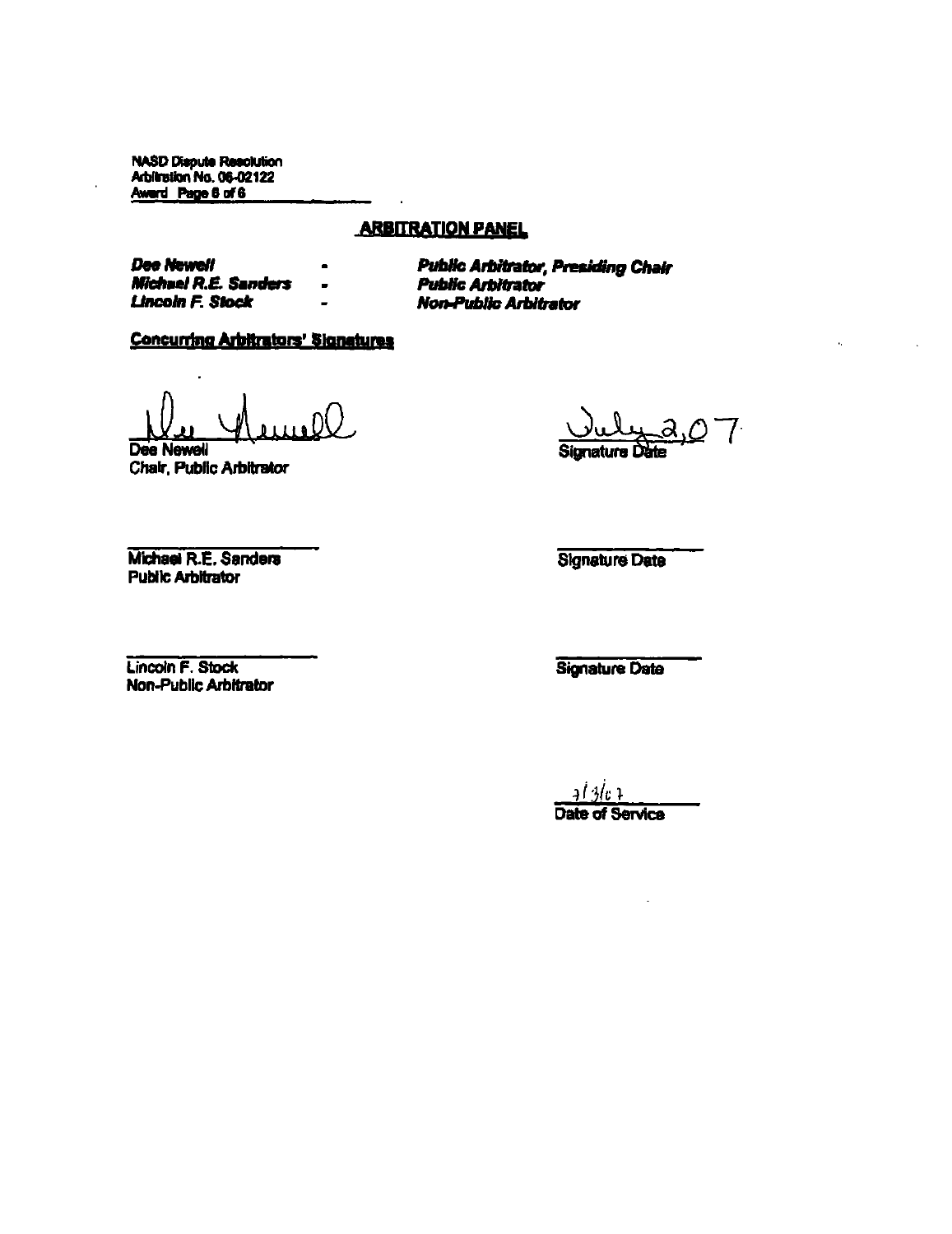NASD Dispute Resolution
Arbitration No. 06-02122
Award Page 6 of 6

## ARBITRATION PANEL

| | | |
|---|---|---|
| ***Dee Newell*** | - | ***Public Arbitrator, Presiding Chair*** |
| ***Michael R.E. Sanders*** | - | ***Public Arbitrator*** |
| ***Lincoln F. Stock*** | - | ***Non-Public Arbitrator*** |

**Concurring Arbitrators' Signatures**

Dee Newell
Chair, Public Arbitrator

July 2, 07
Signature Date

Michael R.E. Sanders
Public Arbitrator

Signature Date

Lincoln F. Stock
Non-Public Arbitrator

Signature Date

7/3/07
Date of Service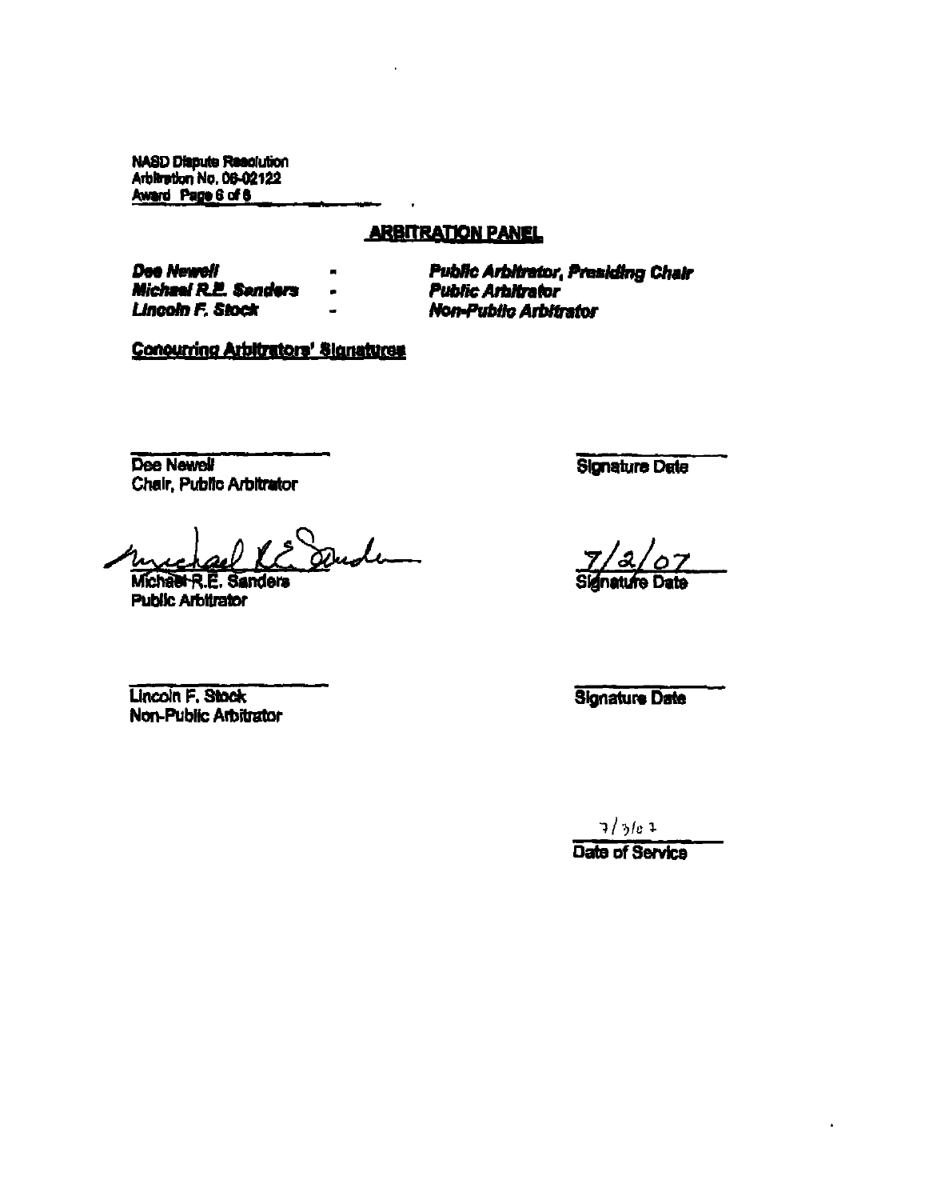NASD Dispute Resolution
Arbitration No. 06-02122
Award Page 6 of 6

## ARBITRATION PANEL

| | | |
|---|---|---|
| ***Dee Newell*** | - | ***Public Arbitrator, Presiding Chair*** |
| ***Michael R.E. Sanders*** | - | ***Public Arbitrator*** |
| ***Lincoln F. Stock*** | - | ***Non-Public Arbitrator*** |

Concurring Arbitrators' Signatures

_______________________
Dee Newell
Chair, Public Arbitrator

_______________________
Signature Date

Michael R.E. Sanders (signed)
Michael R.E. Sanders
Public Arbitrator

7/2/07
Signature Date

_______________________
Lincoln F. Stock
Non-Public Arbitrator

_______________________
Signature Date

7/3/07
Date of Service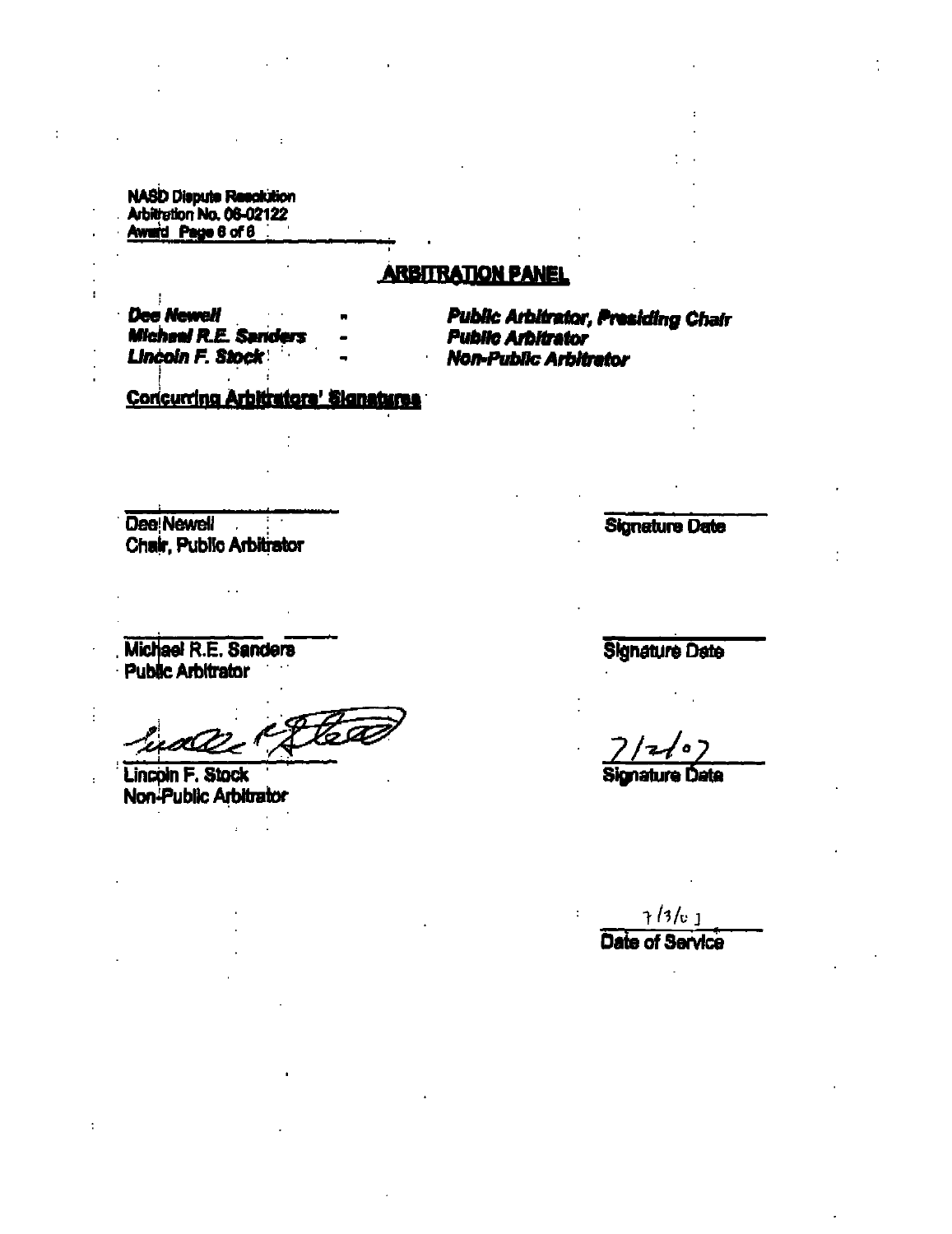NASD Dispute Resolution
Arbitration No. 06-02122
Award Page 8 of 8

## ARBITRATION PANEL

| | | |
|---|---|---|
| ***Dee Newell*** | - | ***Public Arbitrator, Presiding Chair*** |
| ***Michael R.E. Sanders*** | - | ***Public Arbitrator*** |
| ***Lincoln F. Stock*** | - | ***Non-Public Arbitrator*** |

**Concurring Arbitrators' Signatures**

_______________________ _______________
Dee Newell Signature Date
Chair, Public Arbitrator

_______________________ _______________
Michael R.E. Sanders Signature Date
Public Arbitrator

_______________________ 7/2/07
Lincoln F. Stock Signature Date
Non-Public Arbitrator

7/3/07
Date of Service